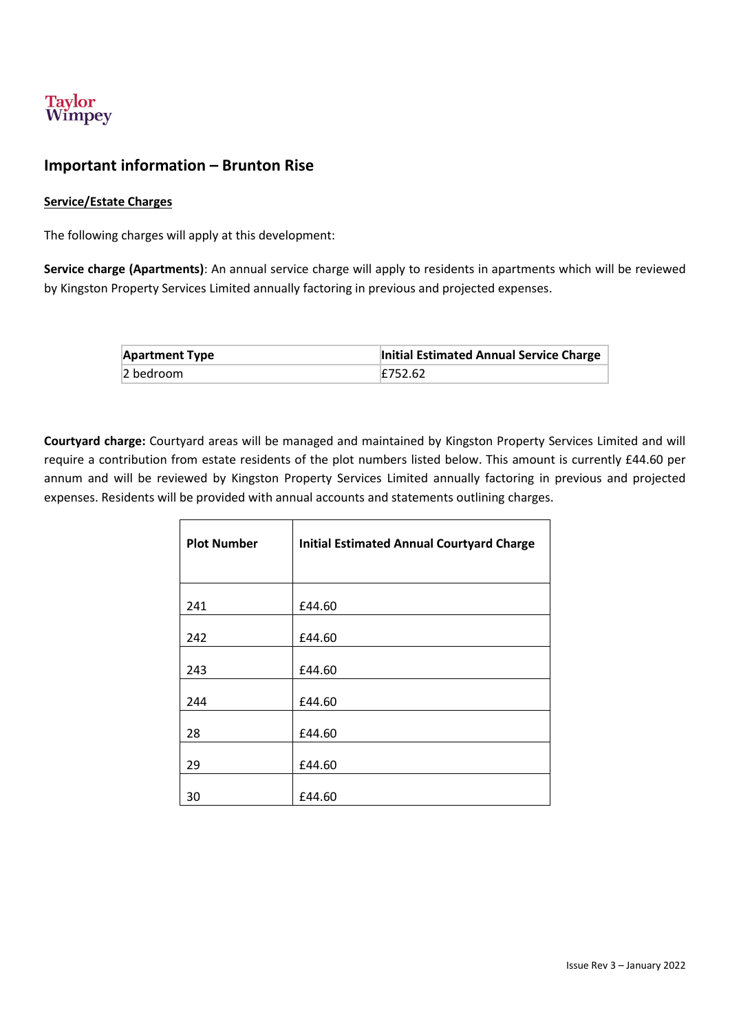Taylor Wimpey

# Important information – Brunton Rise

**Service/Estate Charges**

The following charges will apply at this development:

**Service charge (Apartments)**: An annual service charge will apply to residents in apartments which will be reviewed by Kingston Property Services Limited annually factoring in previous and projected expenses.

| Apartment Type | Initial Estimated Annual Service Charge |
|---|---|
| 2 bedroom | £752.62 |

**Courtyard charge:** Courtyard areas will be managed and maintained by Kingston Property Services Limited and will require a contribution from estate residents of the plot numbers listed below. This amount is currently £44.60 per annum and will be reviewed by Kingston Property Services Limited annually factoring in previous and projected expenses. Residents will be provided with annual accounts and statements outlining charges.

| Plot Number | Initial Estimated Annual Courtyard Charge |
|---|---|
| 241 | £44.60 |
| 242 | £44.60 |
| 243 | £44.60 |
| 244 | £44.60 |
| 28 | £44.60 |
| 29 | £44.60 |
| 30 | £44.60 |

Issue Rev 3 – January 2022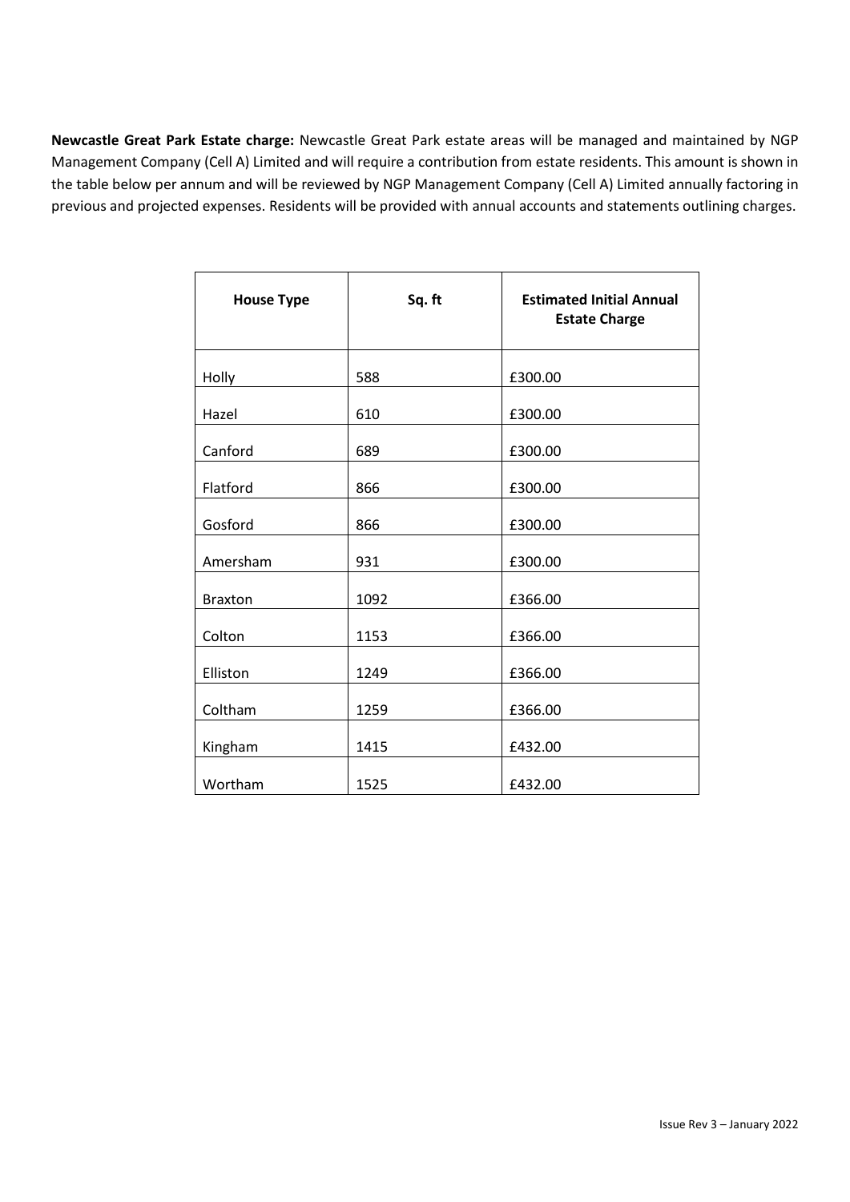**Newcastle Great Park Estate charge:** Newcastle Great Park estate areas will be managed and maintained by NGP Management Company (Cell A) Limited and will require a contribution from estate residents. This amount is shown in the table below per annum and will be reviewed by NGP Management Company (Cell A) Limited annually factoring in previous and projected expenses. Residents will be provided with annual accounts and statements outlining charges.

| House Type | Sq. ft | Estimated Initial Annual Estate Charge |
|---|---|---|
| Holly | 588 | £300.00 |
| Hazel | 610 | £300.00 |
| Canford | 689 | £300.00 |
| Flatford | 866 | £300.00 |
| Gosford | 866 | £300.00 |
| Amersham | 931 | £300.00 |
| Braxton | 1092 | £366.00 |
| Colton | 1153 | £366.00 |
| Elliston | 1249 | £366.00 |
| Coltham | 1259 | £366.00 |
| Kingham | 1415 | £432.00 |
| Wortham | 1525 | £432.00 |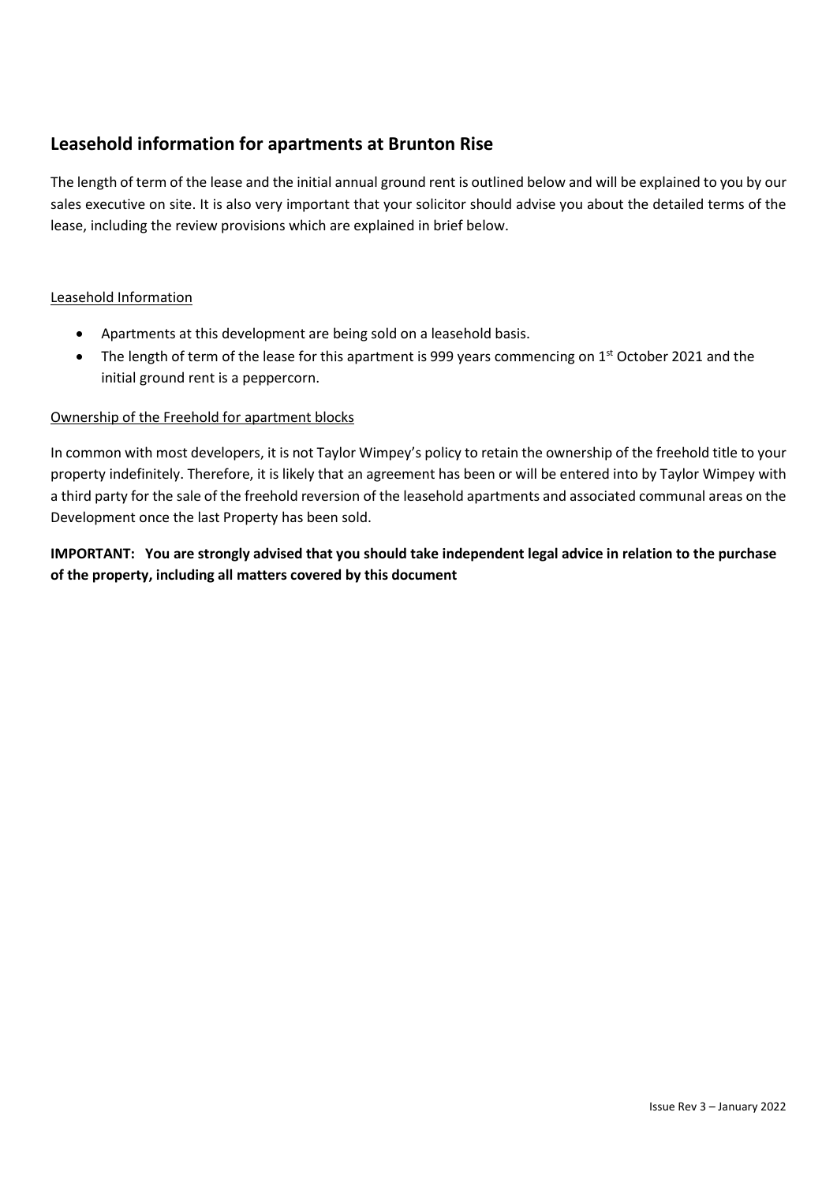## Leasehold information for apartments at Brunton Rise

The length of term of the lease and the initial annual ground rent is outlined below and will be explained to you by our sales executive on site. It is also very important that your solicitor should advise you about the detailed terms of the lease, including the review provisions which are explained in brief below.

<u>Leasehold Information</u>

- Apartments at this development are being sold on a leasehold basis.
- The length of term of the lease for this apartment is 999 years commencing on 1st October 2021 and the initial ground rent is a peppercorn.

<u>Ownership of the Freehold for apartment blocks</u>

In common with most developers, it is not Taylor Wimpey's policy to retain the ownership of the freehold title to your property indefinitely. Therefore, it is likely that an agreement has been or will be entered into by Taylor Wimpey with a third party for the sale of the freehold reversion of the leasehold apartments and associated communal areas on the Development once the last Property has been sold.

**IMPORTANT: You are strongly advised that you should take independent legal advice in relation to the purchase of the property, including all matters covered by this document**

Issue Rev 3 – January 2022